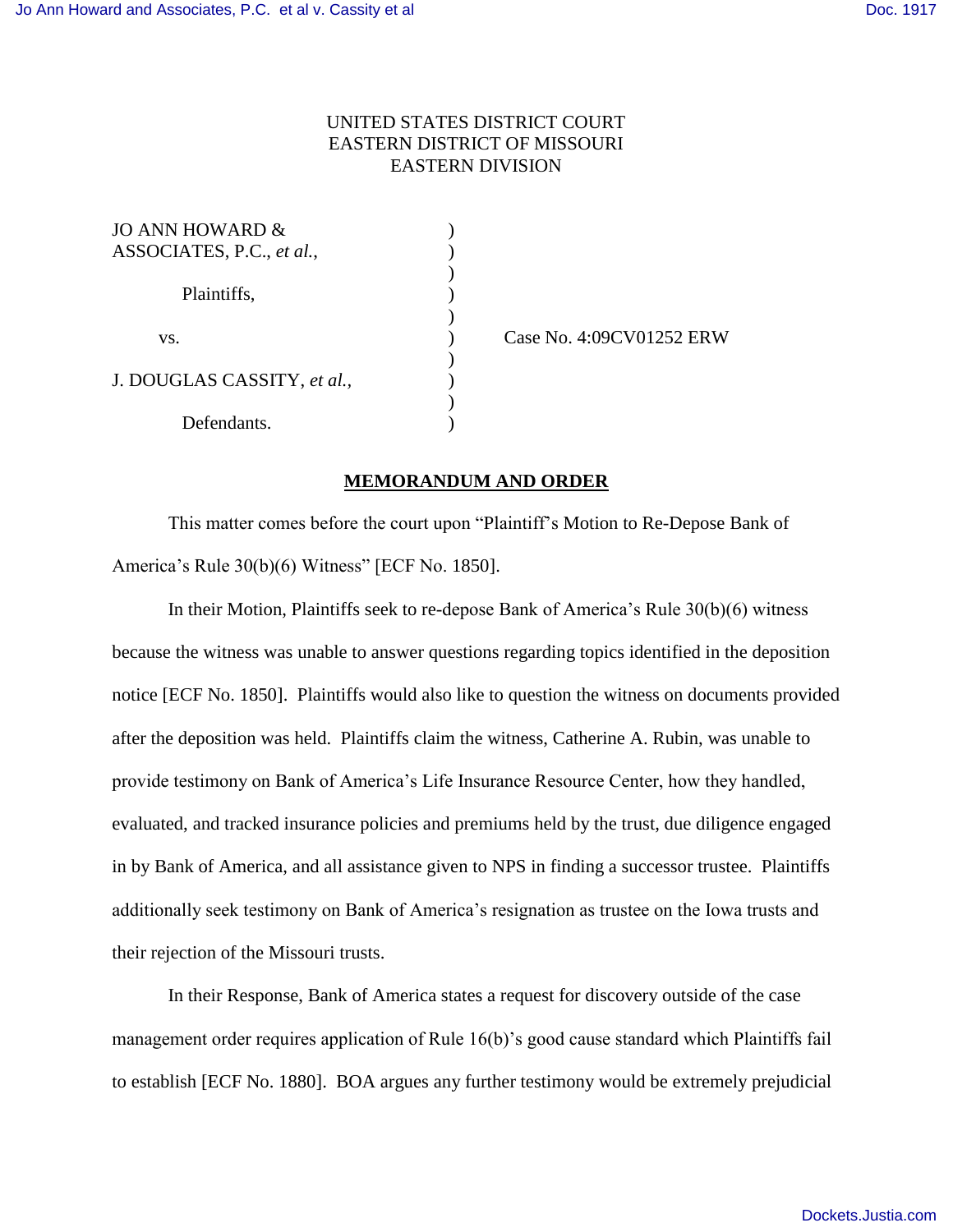UNITED STATES DISTRICT COURT
EASTERN DISTRICT OF MISSOURI
EASTERN DIVISION

| | | |
|---|---|---|
| JO ANN HOWARD & ASSOCIATES, P.C., *et al.*, | ) | |
| Plaintiffs, | ) | |
| vs. | ) | Case No. 4:09CV01252 ERW |
| J. DOUGLAS CASSITY, *et al.*, | ) | |
| Defendants. | ) | |

## MEMORANDUM AND ORDER

This matter comes before the court upon "Plaintiff's Motion to Re-Depose Bank of America's Rule 30(b)(6) Witness" [ECF No. 1850].

In their Motion, Plaintiffs seek to re-depose Bank of America's Rule 30(b)(6) witness because the witness was unable to answer questions regarding topics identified in the deposition notice [ECF No. 1850]. Plaintiffs would also like to question the witness on documents provided after the deposition was held. Plaintiffs claim the witness, Catherine A. Rubin, was unable to provide testimony on Bank of America's Life Insurance Resource Center, how they handled, evaluated, and tracked insurance policies and premiums held by the trust, due diligence engaged in by Bank of America, and all assistance given to NPS in finding a successor trustee. Plaintiffs additionally seek testimony on Bank of America's resignation as trustee on the Iowa trusts and their rejection of the Missouri trusts.

In their Response, Bank of America states a request for discovery outside of the case management order requires application of Rule 16(b)'s good cause standard which Plaintiffs fail to establish [ECF No. 1880]. BOA argues any further testimony would be extremely prejudicial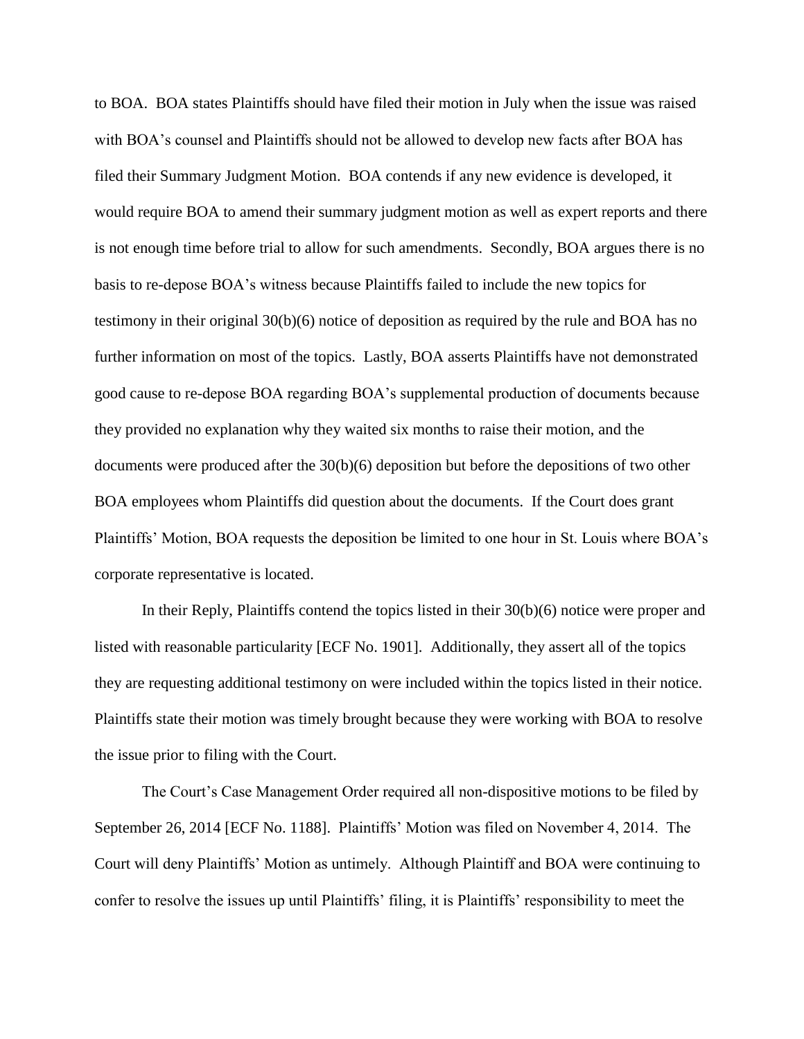to BOA. BOA states Plaintiffs should have filed their motion in July when the issue was raised with BOA's counsel and Plaintiffs should not be allowed to develop new facts after BOA has filed their Summary Judgment Motion. BOA contends if any new evidence is developed, it would require BOA to amend their summary judgment motion as well as expert reports and there is not enough time before trial to allow for such amendments. Secondly, BOA argues there is no basis to re-depose BOA's witness because Plaintiffs failed to include the new topics for testimony in their original 30(b)(6) notice of deposition as required by the rule and BOA has no further information on most of the topics. Lastly, BOA asserts Plaintiffs have not demonstrated good cause to re-depose BOA regarding BOA's supplemental production of documents because they provided no explanation why they waited six months to raise their motion, and the documents were produced after the 30(b)(6) deposition but before the depositions of two other BOA employees whom Plaintiffs did question about the documents. If the Court does grant Plaintiffs' Motion, BOA requests the deposition be limited to one hour in St. Louis where BOA's corporate representative is located.

In their Reply, Plaintiffs contend the topics listed in their 30(b)(6) notice were proper and listed with reasonable particularity [ECF No. 1901]. Additionally, they assert all of the topics they are requesting additional testimony on were included within the topics listed in their notice. Plaintiffs state their motion was timely brought because they were working with BOA to resolve the issue prior to filing with the Court.

The Court's Case Management Order required all non-dispositive motions to be filed by September 26, 2014 [ECF No. 1188]. Plaintiffs' Motion was filed on November 4, 2014. The Court will deny Plaintiffs' Motion as untimely. Although Plaintiff and BOA were continuing to confer to resolve the issues up until Plaintiffs' filing, it is Plaintiffs' responsibility to meet the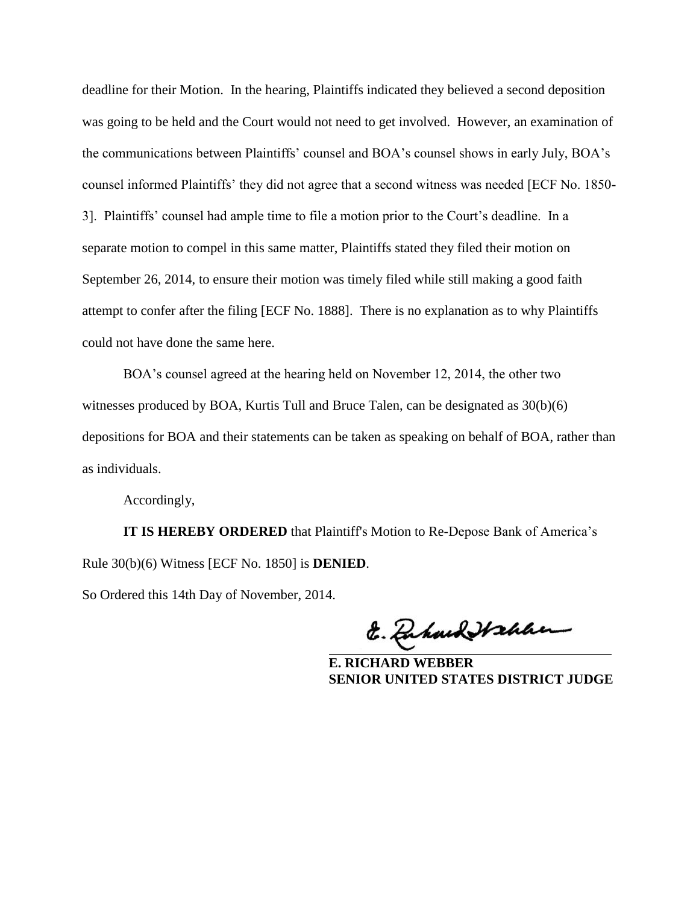deadline for their Motion. In the hearing, Plaintiffs indicated they believed a second deposition was going to be held and the Court would not need to get involved. However, an examination of the communications between Plaintiffs' counsel and BOA's counsel shows in early July, BOA's counsel informed Plaintiffs' they did not agree that a second witness was needed [ECF No. 1850-3]. Plaintiffs' counsel had ample time to file a motion prior to the Court's deadline. In a separate motion to compel in this same matter, Plaintiffs stated they filed their motion on September 26, 2014, to ensure their motion was timely filed while still making a good faith attempt to confer after the filing [ECF No. 1888]. There is no explanation as to why Plaintiffs could not have done the same here.

BOA's counsel agreed at the hearing held on November 12, 2014, the other two witnesses produced by BOA, Kurtis Tull and Bruce Talen, can be designated as 30(b)(6) depositions for BOA and their statements can be taken as speaking on behalf of BOA, rather than as individuals.

Accordingly,

**IT IS HEREBY ORDERED** that Plaintiff's Motion to Re-Depose Bank of America's Rule 30(b)(6) Witness [ECF No. 1850] is **DENIED**.

So Ordered this 14th Day of November, 2014.

**E. RICHARD WEBBER**
**SENIOR UNITED STATES DISTRICT JUDGE**